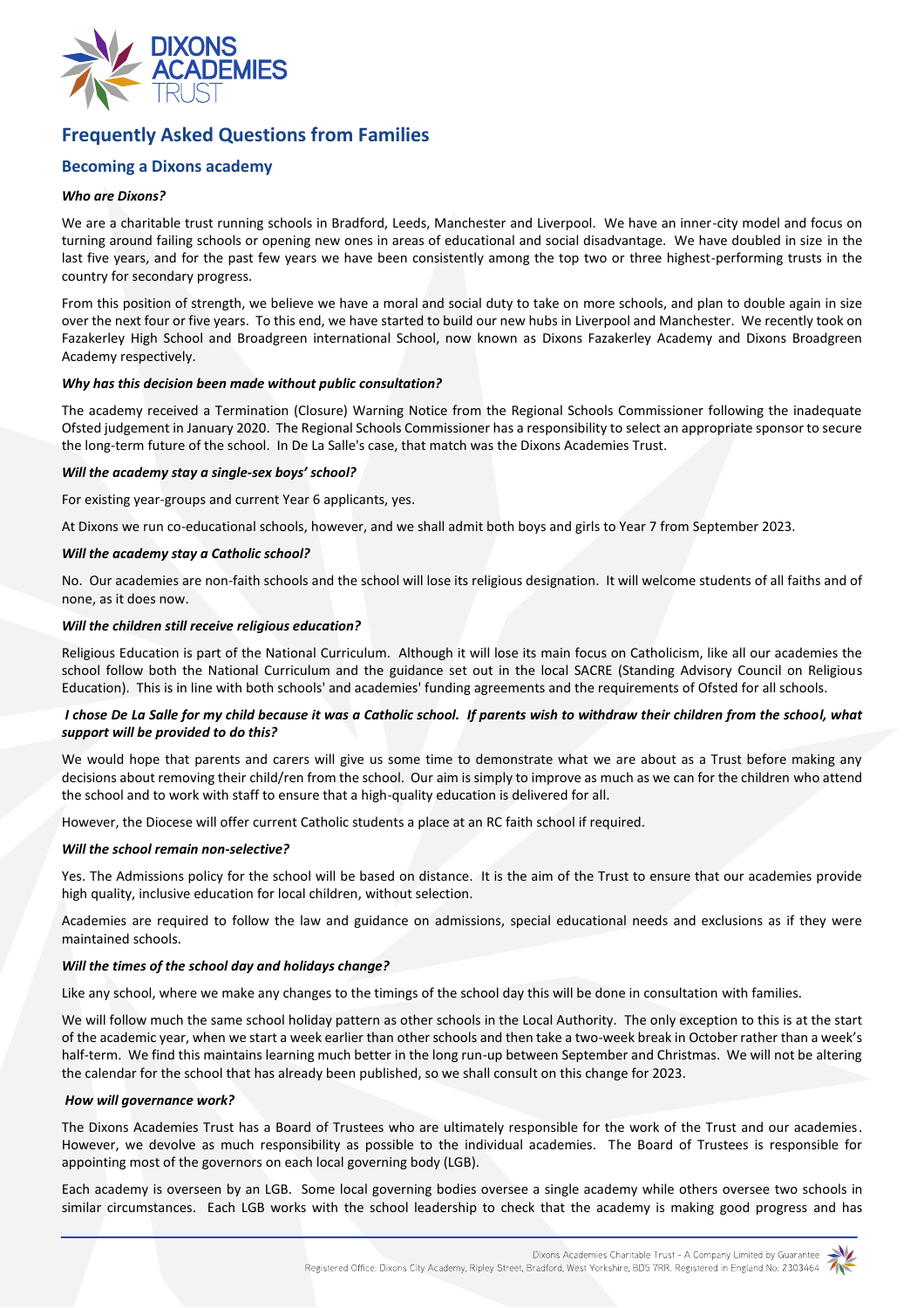# Frequently Asked Questions from Families

## Becoming a Dixons academy

***Who are Dixons?***

We are a charitable trust running schools in Bradford, Leeds, Manchester and Liverpool. We have an inner-city model and focus on turning around failing schools or opening new ones in areas of educational and social disadvantage. We have doubled in size in the last five years, and for the past few years we have been consistently among the top two or three highest-performing trusts in the country for secondary progress.

From this position of strength, we believe we have a moral and social duty to take on more schools, and plan to double again in size over the next four or five years. To this end, we have started to build our new hubs in Liverpool and Manchester. We recently took on Fazakerley High School and Broadgreen international School, now known as Dixons Fazakerley Academy and Dixons Broadgreen Academy respectively.

***Why has this decision been made without public consultation?***

The academy received a Termination (Closure) Warning Notice from the Regional Schools Commissioner following the inadequate Ofsted judgement in January 2020. The Regional Schools Commissioner has a responsibility to select an appropriate sponsor to secure the long-term future of the school. In De La Salle's case, that match was the Dixons Academies Trust.

***Will the academy stay a single-sex boys' school?***

For existing year-groups and current Year 6 applicants, yes.

At Dixons we run co-educational schools, however, and we shall admit both boys and girls to Year 7 from September 2023.

***Will the academy stay a Catholic school?***

No. Our academies are non-faith schools and the school will lose its religious designation. It will welcome students of all faiths and of none, as it does now.

***Will the children still receive religious education?***

Religious Education is part of the National Curriculum. Although it will lose its main focus on Catholicism, like all our academies the school follow both the National Curriculum and the guidance set out in the local SACRE (Standing Advisory Council on Religious Education). This is in line with both schools' and academies' funding agreements and the requirements of Ofsted for all schools.

***I chose De La Salle for my child because it was a Catholic school. If parents wish to withdraw their children from the school, what support will be provided to do this?***

We would hope that parents and carers will give us some time to demonstrate what we are about as a Trust before making any decisions about removing their child/ren from the school. Our aim is simply to improve as much as we can for the children who attend the school and to work with staff to ensure that a high-quality education is delivered for all.

However, the Diocese will offer current Catholic students a place at an RC faith school if required.

***Will the school remain non-selective?***

Yes. The Admissions policy for the school will be based on distance. It is the aim of the Trust to ensure that our academies provide high quality, inclusive education for local children, without selection.

Academies are required to follow the law and guidance on admissions, special educational needs and exclusions as if they were maintained schools.

***Will the times of the school day and holidays change?***

Like any school, where we make any changes to the timings of the school day this will be done in consultation with families.

We will follow much the same school holiday pattern as other schools in the Local Authority. The only exception to this is at the start of the academic year, when we start a week earlier than other schools and then take a two-week break in October rather than a week's half-term. We find this maintains learning much better in the long run-up between September and Christmas. We will not be altering the calendar for the school that has already been published, so we shall consult on this change for 2023.

***How will governance work?***

The Dixons Academies Trust has a Board of Trustees who are ultimately responsible for the work of the Trust and our academies. However, we devolve as much responsibility as possible to the individual academies. The Board of Trustees is responsible for appointing most of the governors on each local governing body (LGB).

Each academy is overseen by an LGB. Some local governing bodies oversee a single academy while others oversee two schools in similar circumstances. Each LGB works with the school leadership to check that the academy is making good progress and has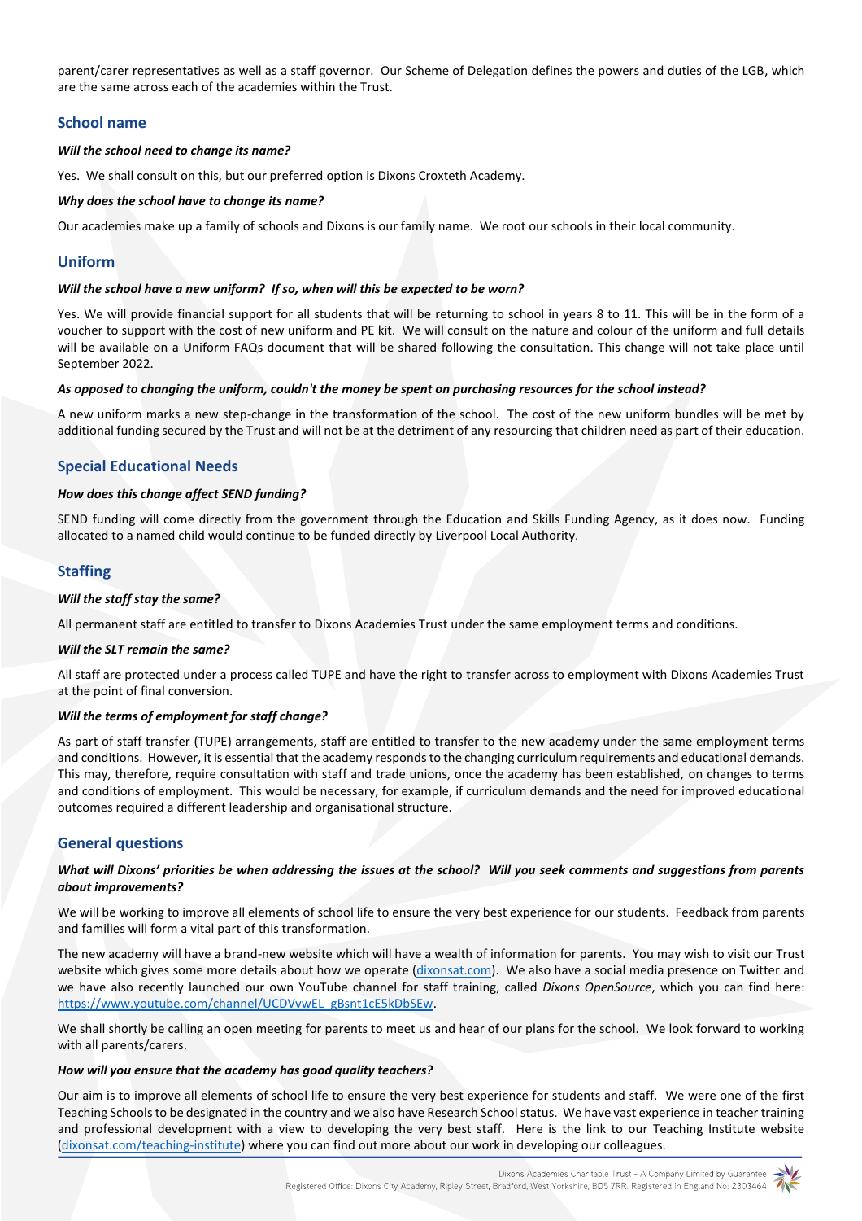parent/carer representatives as well as a staff governor. Our Scheme of Delegation defines the powers and duties of the LGB, which are the same across each of the academies within the Trust.

## School name

***Will the school need to change its name?***

Yes. We shall consult on this, but our preferred option is Dixons Croxteth Academy.

***Why does the school have to change its name?***

Our academies make up a family of schools and Dixons is our family name. We root our schools in their local community.

## Uniform

***Will the school have a new uniform? If so, when will this be expected to be worn?***

Yes. We will provide financial support for all students that will be returning to school in years 8 to 11. This will be in the form of a voucher to support with the cost of new uniform and PE kit. We will consult on the nature and colour of the uniform and full details will be available on a Uniform FAQs document that will be shared following the consultation. This change will not take place until September 2022.

***As opposed to changing the uniform, couldn't the money be spent on purchasing resources for the school instead?***

A new uniform marks a new step-change in the transformation of the school. The cost of the new uniform bundles will be met by additional funding secured by the Trust and will not be at the detriment of any resourcing that children need as part of their education.

## Special Educational Needs

***How does this change affect SEND funding?***

SEND funding will come directly from the government through the Education and Skills Funding Agency, as it does now. Funding allocated to a named child would continue to be funded directly by Liverpool Local Authority.

## Staffing

***Will the staff stay the same?***

All permanent staff are entitled to transfer to Dixons Academies Trust under the same employment terms and conditions.

***Will the SLT remain the same?***

All staff are protected under a process called TUPE and have the right to transfer across to employment with Dixons Academies Trust at the point of final conversion.

***Will the terms of employment for staff change?***

As part of staff transfer (TUPE) arrangements, staff are entitled to transfer to the new academy under the same employment terms and conditions. However, it is essential that the academy responds to the changing curriculum requirements and educational demands. This may, therefore, require consultation with staff and trade unions, once the academy has been established, on changes to terms and conditions of employment. This would be necessary, for example, if curriculum demands and the need for improved educational outcomes required a different leadership and organisational structure.

## General questions

***What will Dixons' priorities be when addressing the issues at the school? Will you seek comments and suggestions from parents about improvements?***

We will be working to improve all elements of school life to ensure the very best experience for our students. Feedback from parents and families will form a vital part of this transformation.

The new academy will have a brand-new website which will have a wealth of information for parents. You may wish to visit our Trust website which gives some more details about how we operate ([dixonsat.com](dixonsat.com)). We also have a social media presence on Twitter and we have also recently launched our own YouTube channel for staff training, called *Dixons OpenSource*, which you can find here: [https://www.youtube.com/channel/UCDVvwEL_gBsnt1cE5kDbSEw](https://www.youtube.com/channel/UCDVvwEL_gBsnt1cE5kDbSEw).

We shall shortly be calling an open meeting for parents to meet us and hear of our plans for the school. We look forward to working with all parents/carers.

***How will you ensure that the academy has good quality teachers?***

Our aim is to improve all elements of school life to ensure the very best experience for students and staff. We were one of the first Teaching Schools to be designated in the country and we also have Research School status. We have vast experience in teacher training and professional development with a view to developing the very best staff. Here is the link to our Teaching Institute website ([dixonsat.com/teaching-institute](dixonsat.com/teaching-institute)) where you can find out more about our work in developing our colleagues.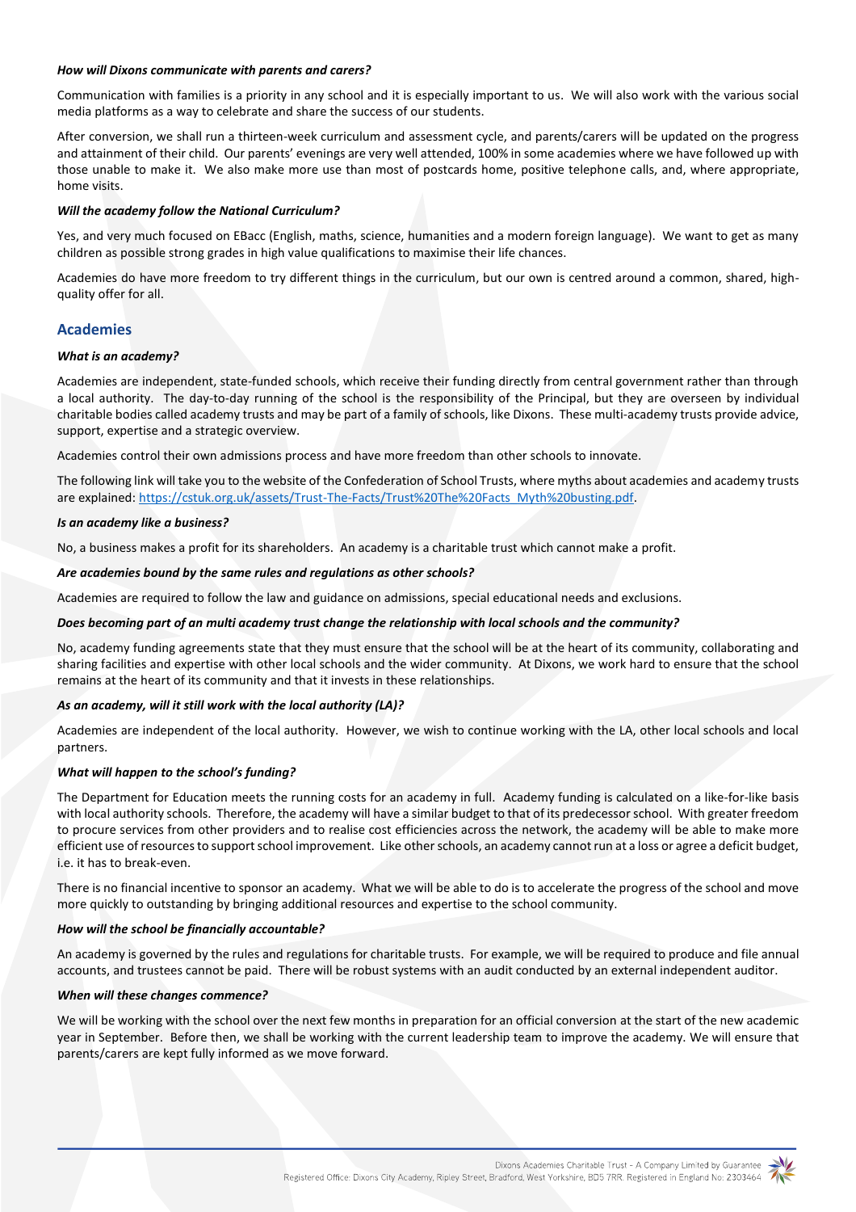***How will Dixons communicate with parents and carers?***

Communication with families is a priority in any school and it is especially important to us. We will also work with the various social media platforms as a way to celebrate and share the success of our students.

After conversion, we shall run a thirteen-week curriculum and assessment cycle, and parents/carers will be updated on the progress and attainment of their child. Our parents' evenings are very well attended, 100% in some academies where we have followed up with those unable to make it. We also make more use than most of postcards home, positive telephone calls, and, where appropriate, home visits.

***Will the academy follow the National Curriculum?***

Yes, and very much focused on EBacc (English, maths, science, humanities and a modern foreign language). We want to get as many children as possible strong grades in high value qualifications to maximise their life chances.

Academies do have more freedom to try different things in the curriculum, but our own is centred around a common, shared, high-quality offer for all.

## Academies

***What is an academy?***

Academies are independent, state-funded schools, which receive their funding directly from central government rather than through a local authority. The day-to-day running of the school is the responsibility of the Principal, but they are overseen by individual charitable bodies called academy trusts and may be part of a family of schools, like Dixons. These multi-academy trusts provide advice, support, expertise and a strategic overview.

Academies control their own admissions process and have more freedom than other schools to innovate.

The following link will take you to the website of the Confederation of School Trusts, where myths about academies and academy trusts are explained: https://cstuk.org.uk/assets/Trust-The-Facts/Trust%20The%20Facts_Myth%20busting.pdf.

***Is an academy like a business?***

No, a business makes a profit for its shareholders. An academy is a charitable trust which cannot make a profit.

***Are academies bound by the same rules and regulations as other schools?***

Academies are required to follow the law and guidance on admissions, special educational needs and exclusions.

***Does becoming part of an multi academy trust change the relationship with local schools and the community?***

No, academy funding agreements state that they must ensure that the school will be at the heart of its community, collaborating and sharing facilities and expertise with other local schools and the wider community. At Dixons, we work hard to ensure that the school remains at the heart of its community and that it invests in these relationships.

***As an academy, will it still work with the local authority (LA)?***

Academies are independent of the local authority. However, we wish to continue working with the LA, other local schools and local partners.

***What will happen to the school's funding?***

The Department for Education meets the running costs for an academy in full. Academy funding is calculated on a like-for-like basis with local authority schools. Therefore, the academy will have a similar budget to that of its predecessor school. With greater freedom to procure services from other providers and to realise cost efficiencies across the network, the academy will be able to make more efficient use of resources to support school improvement. Like other schools, an academy cannot run at a loss or agree a deficit budget, i.e. it has to break-even.

There is no financial incentive to sponsor an academy. What we will be able to do is to accelerate the progress of the school and move more quickly to outstanding by bringing additional resources and expertise to the school community.

***How will the school be financially accountable?***

An academy is governed by the rules and regulations for charitable trusts. For example, we will be required to produce and file annual accounts, and trustees cannot be paid. There will be robust systems with an audit conducted by an external independent auditor.

***When will these changes commence?***

We will be working with the school over the next few months in preparation for an official conversion at the start of the new academic year in September. Before then, we shall be working with the current leadership team to improve the academy. We will ensure that parents/carers are kept fully informed as we move forward.